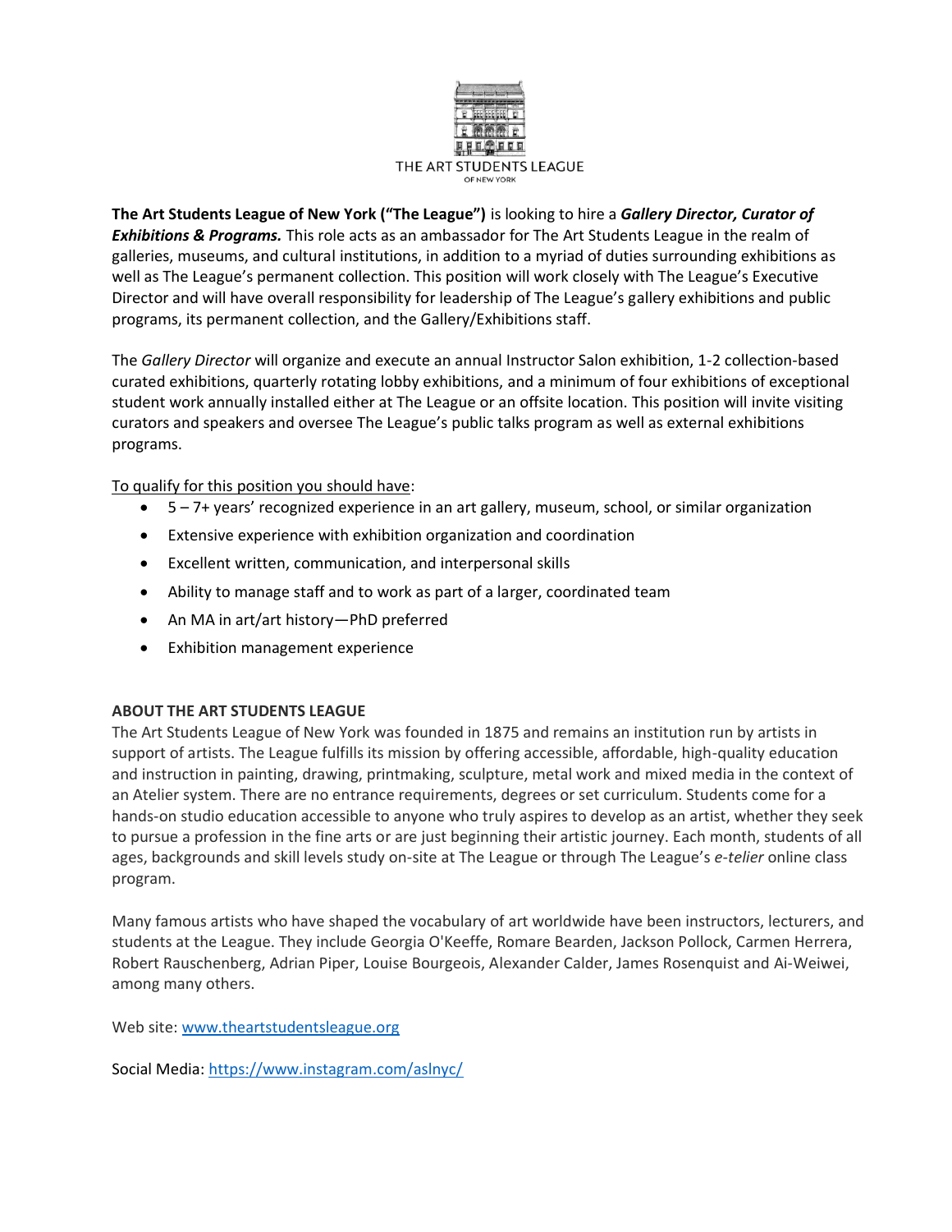THE ART STUDENTS LEAGUE
OF NEW YORK

**The Art Students League of New York ("The League")** is looking to hire a ***Gallery Director, Curator of Exhibitions & Programs.*** This role acts as an ambassador for The Art Students League in the realm of galleries, museums, and cultural institutions, in addition to a myriad of duties surrounding exhibitions as well as The League's permanent collection. This position will work closely with The League's Executive Director and will have overall responsibility for leadership of The League's gallery exhibitions and public programs, its permanent collection, and the Gallery/Exhibitions staff.

The *Gallery Director* will organize and execute an annual Instructor Salon exhibition, 1-2 collection-based curated exhibitions, quarterly rotating lobby exhibitions, and a minimum of four exhibitions of exceptional student work annually installed either at The League or an offsite location. This position will invite visiting curators and speakers and oversee The League's public talks program as well as external exhibitions programs.

<u>To qualify for this position you should have</u>:

- 5 – 7+ years' recognized experience in an art gallery, museum, school, or similar organization
- Extensive experience with exhibition organization and coordination
- Excellent written, communication, and interpersonal skills
- Ability to manage staff and to work as part of a larger, coordinated team
- An MA in art/art history—PhD preferred
- Exhibition management experience

**ABOUT THE ART STUDENTS LEAGUE**

The Art Students League of New York was founded in 1875 and remains an institution run by artists in support of artists. The League fulfills its mission by offering accessible, affordable, high-quality education and instruction in painting, drawing, printmaking, sculpture, metal work and mixed media in the context of an Atelier system. There are no entrance requirements, degrees or set curriculum. Students come for a hands-on studio education accessible to anyone who truly aspires to develop as an artist, whether they seek to pursue a profession in the fine arts or are just beginning their artistic journey. Each month, students of all ages, backgrounds and skill levels study on-site at The League or through The League's *e-telier* online class program.

Many famous artists who have shaped the vocabulary of art worldwide have been instructors, lecturers, and students at the League. They include Georgia O'Keeffe, Romare Bearden, Jackson Pollock, Carmen Herrera, Robert Rauschenberg, Adrian Piper, Louise Bourgeois, Alexander Calder, James Rosenquist and Ai-Weiwei, among many others.

Web site: [www.theartstudentsleague.org](http://www.theartstudentsleague.org)

Social Media: [https://www.instagram.com/aslnyc/](https://www.instagram.com/aslnyc/)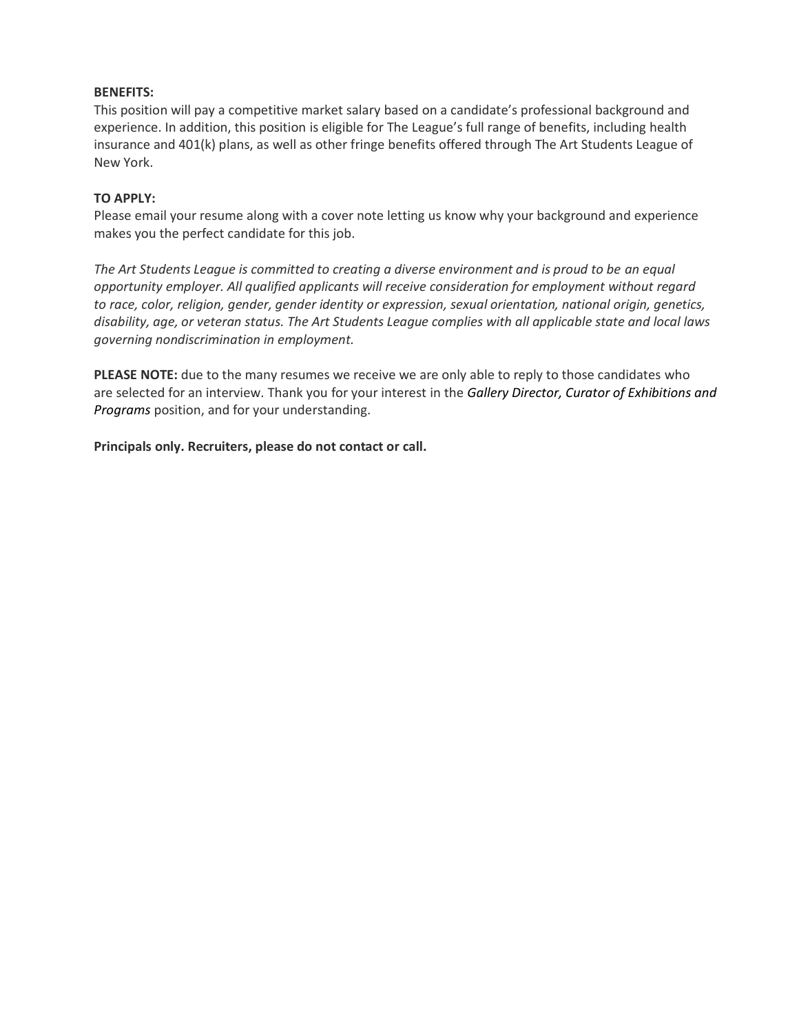**BENEFITS:**
This position will pay a competitive market salary based on a candidate's professional background and experience. In addition, this position is eligible for The League's full range of benefits, including health insurance and 401(k) plans, as well as other fringe benefits offered through The Art Students League of New York.

**TO APPLY:**
Please email your resume along with a cover note letting us know why your background and experience makes you the perfect candidate for this job.

*The Art Students League is committed to creating a diverse environment and is proud to be an equal opportunity employer. All qualified applicants will receive consideration for employment without regard to race, color, religion, gender, gender identity or expression, sexual orientation, national origin, genetics, disability, age, or veteran status. The Art Students League complies with all applicable state and local laws governing nondiscrimination in employment.*

**PLEASE NOTE:** due to the many resumes we receive we are only able to reply to those candidates who are selected for an interview. Thank you for your interest in the *Gallery Director, Curator of Exhibitions and Programs* position, and for your understanding.

**Principals only. Recruiters, please do not contact or call.**